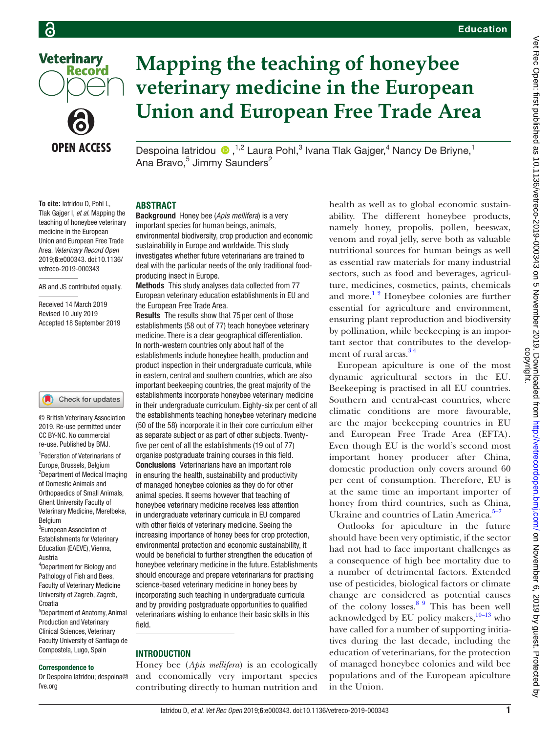# Mapping the teaching of honeybee veterinary medicine in the European Union and European Free Trade Area

Despoina Iatridou[1,2], Laura Pohl[3], Ivana Tlak Gajger[4], Nancy De Briyne[1], Ana Bravo[5], Jimmy Saunders[2]

**To cite:** Iatridou D, Pohl L, Tlak Gajger I, *et al*. Mapping the teaching of honeybee veterinary medicine in the European Union and European Free Trade Area. *Veterinary Record Open* 2019;**6**:e000343. doi:10.1136/vetreco-2019-000343

AB and JS contributed equally.

Received 14 March 2019
Revised 10 July 2019
Accepted 18 September 2019

© British Veterinary Association 2019. Re-use permitted under CC BY-NC. No commercial re-use. Published by BMJ.

[1]Federation of Veterinarians of Europe, Brussels, Belgium
[2]Department of Medical Imaging of Domestic Animals and Orthopaedics of Small Animals, Ghent University Faculty of Veterinary Medicine, Merelbeke, Belgium
[3]European Association of Establishments for Veterinary Education (EAEVE), Vienna, Austria
[4]Department for Biology and Pathology of Fish and Bees, Faculty of Veterinary Medicine University of Zagreb, Zagreb, Croatia
[5]Department of Anatomy, Animal Production and Veterinary Clinical Sciences, Veterinary Faculty University of Santiago de Compostela, Lugo, Spain

**Correspondence to**
Dr Despoina Iatridou; despoina@fve.org

## ABSTRACT

**Background** Honey bee (*Apis mellifera*) is a very important species for human beings, animals, environmental biodiversity, crop production and economic sustainability in Europe and worldwide. This study investigates whether future veterinarians are trained to deal with the particular needs of the only traditional food-producing insect in Europe.

**Methods** This study analyses data collected from 77 European veterinary education establishments in EU and the European Free Trade Area.

**Results** The results show that 75 per cent of those establishments (58 out of 77) teach honeybee veterinary medicine. There is a clear geographical differentiation. In north-western countries only about half of the establishments include honeybee health, production and product inspection in their undergraduate curricula, while in eastern, central and southern countries, which are also important beekeeping countries, the great majority of the establishments incorporate honeybee veterinary medicine in their undergraduate curriculum. Eighty-six per cent of all the establishments teaching honeybee veterinary medicine (50 of the 58) incorporate it in their core curriculum either as separate subject or as part of other subjects. Twenty-five per cent of all the establishments (19 out of 77) organise postgraduate training courses in this field.

**Conclusions** Veterinarians have an important role in ensuring the health, sustainability and productivity of managed honeybee colonies as they do for other animal species. It seems however that teaching of honeybee veterinary medicine receives less attention in undergraduate veterinary curricula in EU compared with other fields of veterinary medicine. Seeing the increasing importance of honey bees for crop protection, environmental protection and economic sustainability, it would be beneficial to further strengthen the education of honeybee veterinary medicine in the future. Establishments should encourage and prepare veterinarians for practising science-based veterinary medicine in honey bees by incorporating such teaching in undergraduate curricula and by providing postgraduate opportunities to qualified veterinarians wishing to enhance their basic skills in this field.

## INTRODUCTION

Honey bee (*Apis mellifera*) is an ecologically and economically very important species contributing directly to human nutrition and health as well as to global economic sustainability. The different honeybee products, namely honey, propolis, pollen, beeswax, venom and royal jelly, serve both as valuable nutritional sources for human beings as well as essential raw materials for many industrial sectors, such as food and beverages, agriculture, medicines, cosmetics, paints, chemicals and more.[1,2] Honeybee colonies are further essential for agriculture and environment, ensuring plant reproduction and biodiversity by pollination, while beekeeping is an important sector that contributes to the development of rural areas.[3,4]

European apiculture is one of the most dynamic agricultural sectors in the EU. Beekeeping is practised in all EU countries. Southern and central-east countries, where climatic conditions are more favourable, are the major beekeeping countries in EU and European Free Trade Area (EFTA). Even though EU is the world's second most important honey producer after China, domestic production only covers around 60 per cent of consumption. Therefore, EU is at the same time an important importer of honey from third countries, such as China, Ukraine and countries of Latin America.[5–7]

Outlooks for apiculture in the future should have been very optimistic, if the sector had not had to face important challenges as a consequence of high bee mortality due to a number of detrimental factors. Extended use of pesticides, biological factors or climate change are considered as potential causes of the colony losses.[8,9] This has been well acknowledged by EU policy makers,[10–13] who have called for a number of supporting initiatives during the last decade, including the education of veterinarians, for the protection of managed honeybee colonies and wild bee populations and of the European apiculture in the Union.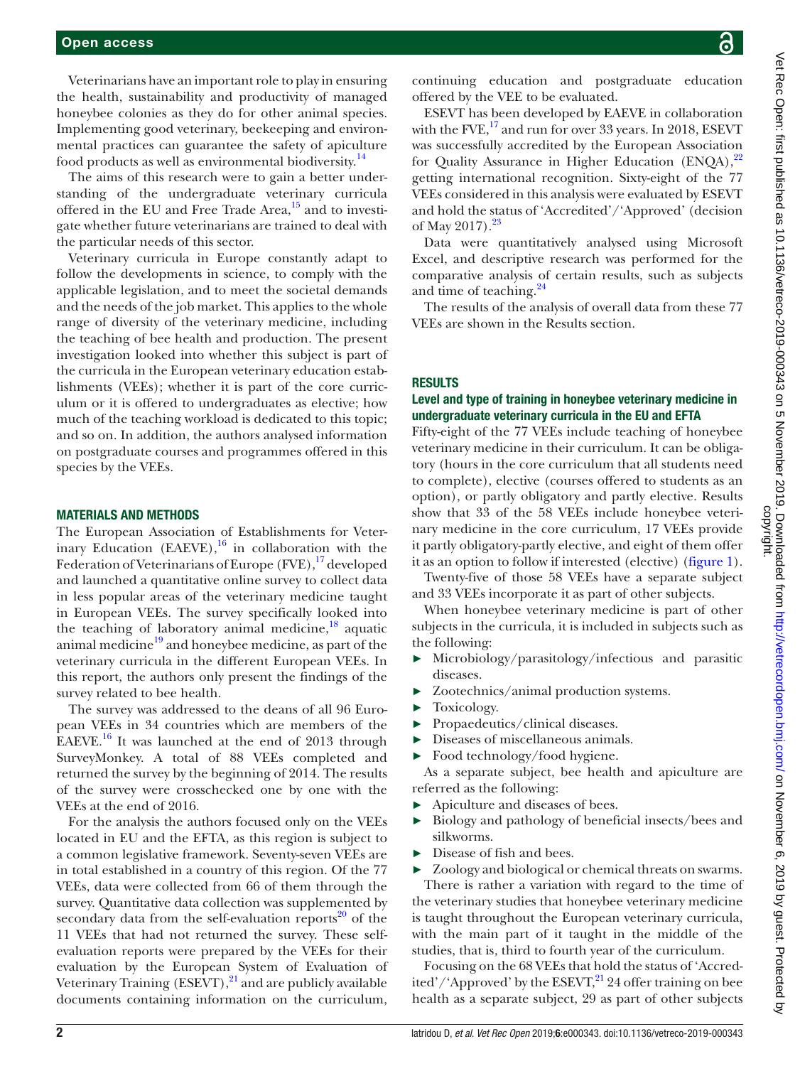Veterinarians have an important role to play in ensuring the health, sustainability and productivity of managed honeybee colonies as they do for other animal species. Implementing good veterinary, beekeeping and environmental practices can guarantee the safety of apiculture food products as well as environmental biodiversity.[14]

The aims of this research were to gain a better understanding of the undergraduate veterinary curricula offered in the EU and Free Trade Area,[15] and to investigate whether future veterinarians are trained to deal with the particular needs of this sector.

Veterinary curricula in Europe constantly adapt to follow the developments in science, to comply with the applicable legislation, and to meet the societal demands and the needs of the job market. This applies to the whole range of diversity of the veterinary medicine, including the teaching of bee health and production. The present investigation looked into whether this subject is part of the curricula in the European veterinary education establishments (VEEs); whether it is part of the core curriculum or it is offered to undergraduates as elective; how much of the teaching workload is dedicated to this topic; and so on. In addition, the authors analysed information on postgraduate courses and programmes offered in this species by the VEEs.

## MATERIALS AND METHODS

The European Association of Establishments for Veterinary Education (EAEVE),[16] in collaboration with the Federation of Veterinarians of Europe (FVE),[17] developed and launched a quantitative online survey to collect data in less popular areas of the veterinary medicine taught in European VEEs. The survey specifically looked into the teaching of laboratory animal medicine,[18] aquatic animal medicine[19] and honeybee medicine, as part of the veterinary curricula in the different European VEEs. In this report, the authors only present the findings of the survey related to bee health.

The survey was addressed to the deans of all 96 European VEEs in 34 countries which are members of the EAEVE.[16] It was launched at the end of 2013 through SurveyMonkey. A total of 88 VEEs completed and returned the survey by the beginning of 2014. The results of the survey were crosschecked one by one with the VEEs at the end of 2016.

For the analysis the authors focused only on the VEEs located in EU and the EFTA, as this region is subject to a common legislative framework. Seventy-seven VEEs are in total established in a country of this region. Of the 77 VEEs, data were collected from 66 of them through the survey. Quantitative data collection was supplemented by secondary data from the self-evaluation reports[20] of the 11 VEEs that had not returned the survey. These self-evaluation reports were prepared by the VEEs for their evaluation by the European System of Evaluation of Veterinary Training (ESEVT),[21] and are publicly available documents containing information on the curriculum, continuing education and postgraduate education offered by the VEE to be evaluated.

ESEVT has been developed by EAEVE in collaboration with the FVE,[17] and run for over 33 years. In 2018, ESEVT was successfully accredited by the European Association for Quality Assurance in Higher Education (ENQA),[22] getting international recognition. Sixty-eight of the 77 VEEs considered in this analysis were evaluated by ESEVT and hold the status of 'Accredited'/'Approved' (decision of May 2017).[23]

Data were quantitatively analysed using Microsoft Excel, and descriptive research was performed for the comparative analysis of certain results, such as subjects and time of teaching.[24]

The results of the analysis of overall data from these 77 VEEs are shown in the Results section.

## RESULTS

### Level and type of training in honeybee veterinary medicine in undergraduate veterinary curricula in the EU and EFTA

Fifty-eight of the 77 VEEs include teaching of honeybee veterinary medicine in their curriculum. It can be obligatory (hours in the core curriculum that all students need to complete), elective (courses offered to students as an option), or partly obligatory and partly elective. Results show that 33 of the 58 VEEs include honeybee veterinary medicine in the core curriculum, 17 VEEs provide it partly obligatory-partly elective, and eight of them offer it as an option to follow if interested (elective) (figure 1).

Twenty-five of those 58 VEEs have a separate subject and 33 VEEs incorporate it as part of other subjects.

When honeybee veterinary medicine is part of other subjects in the curricula, it is included in subjects such as the following:

- Microbiology/parasitology/infectious and parasitic diseases.
- Zootechnics/animal production systems.
- Toxicology.
- Propaedeutics/clinical diseases.
- Diseases of miscellaneous animals.
- Food technology/food hygiene.

As a separate subject, bee health and apiculture are referred as the following:

- Apiculture and diseases of bees.
- Biology and pathology of beneficial insects/bees and silkworms.
- Disease of fish and bees.
- Zoology and biological or chemical threats on swarms.

There is rather a variation with regard to the time of the veterinary studies that honeybee veterinary medicine is taught throughout the European veterinary curricula, with the main part of it taught in the middle of the studies, that is, third to fourth year of the curriculum.

Focusing on the 68 VEEs that hold the status of 'Accredited'/'Approved' by the ESEVT,[21] 24 offer training on bee health as a separate subject, 29 as part of other subjects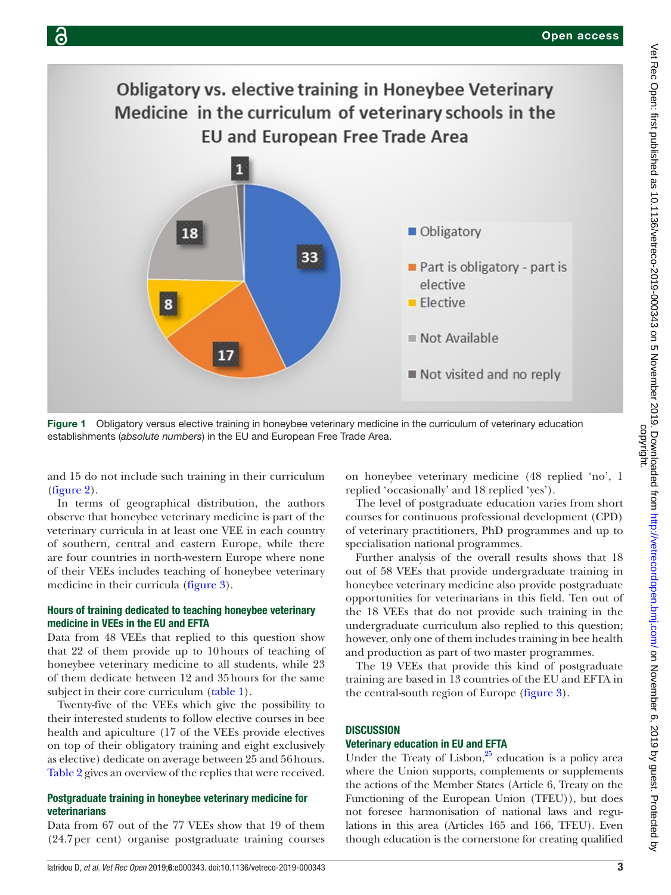Figure 1 Obligatory versus elective training in honeybee veterinary medicine in the curriculum of veterinary education establishments (*absolute numbers*) in the EU and European Free Trade Area.

and 15 do not include such training in their curriculum (figure 2).

In terms of geographical distribution, the authors observe that honeybee veterinary medicine is part of the veterinary curricula in at least one VEE in each country of southern, central and eastern Europe, while there are four countries in north-western Europe where none of their VEEs includes teaching of honeybee veterinary medicine in their curricula (figure 3).

### Hours of training dedicated to teaching honeybee veterinary medicine in VEEs in the EU and EFTA

Data from 48 VEEs that replied to this question show that 22 of them provide up to 10 hours of teaching of honeybee veterinary medicine to all students, while 23 of them dedicate between 12 and 35 hours for the same subject in their core curriculum (table 1).

Twenty-five of the VEEs which give the possibility to their interested students to follow elective courses in bee health and apiculture (17 of the VEEs provide electives on top of their obligatory training and eight exclusively as elective) dedicate on average between 25 and 56 hours. Table 2 gives an overview of the replies that were received.

### Postgraduate training in honeybee veterinary medicine for veterinarians

Data from 67 out of the 77 VEEs show that 19 of them (24.7 per cent) organise postgraduate training courses on honeybee veterinary medicine (48 replied 'no', 1 replied 'occasionally' and 18 replied 'yes').

The level of postgraduate education varies from short courses for continuous professional development (CPD) of veterinary practitioners, PhD programmes and up to specialisation national programmes.

Further analysis of the overall results shows that 18 out of 58 VEEs that provide undergraduate training in honeybee veterinary medicine also provide postgraduate opportunities for veterinarians in this field. Ten out of the 18 VEEs that do not provide such training in the undergraduate curriculum also replied to this question; however, only one of them includes training in bee health and production as part of two master programmes.

The 19 VEEs that provide this kind of postgraduate training are based in 13 countries of the EU and EFTA in the central-south region of Europe (figure 3).

## DISCUSSION

### Veterinary education in EU and EFTA

Under the Treaty of Lisbon,[25] education is a policy area where the Union supports, complements or supplements the actions of the Member States (Article 6, Treaty on the Functioning of the European Union (TFEU)), but does not foresee harmonisation of national laws and regulations in this area (Articles 165 and 166, TFEU). Even though education is the cornerstone for creating qualified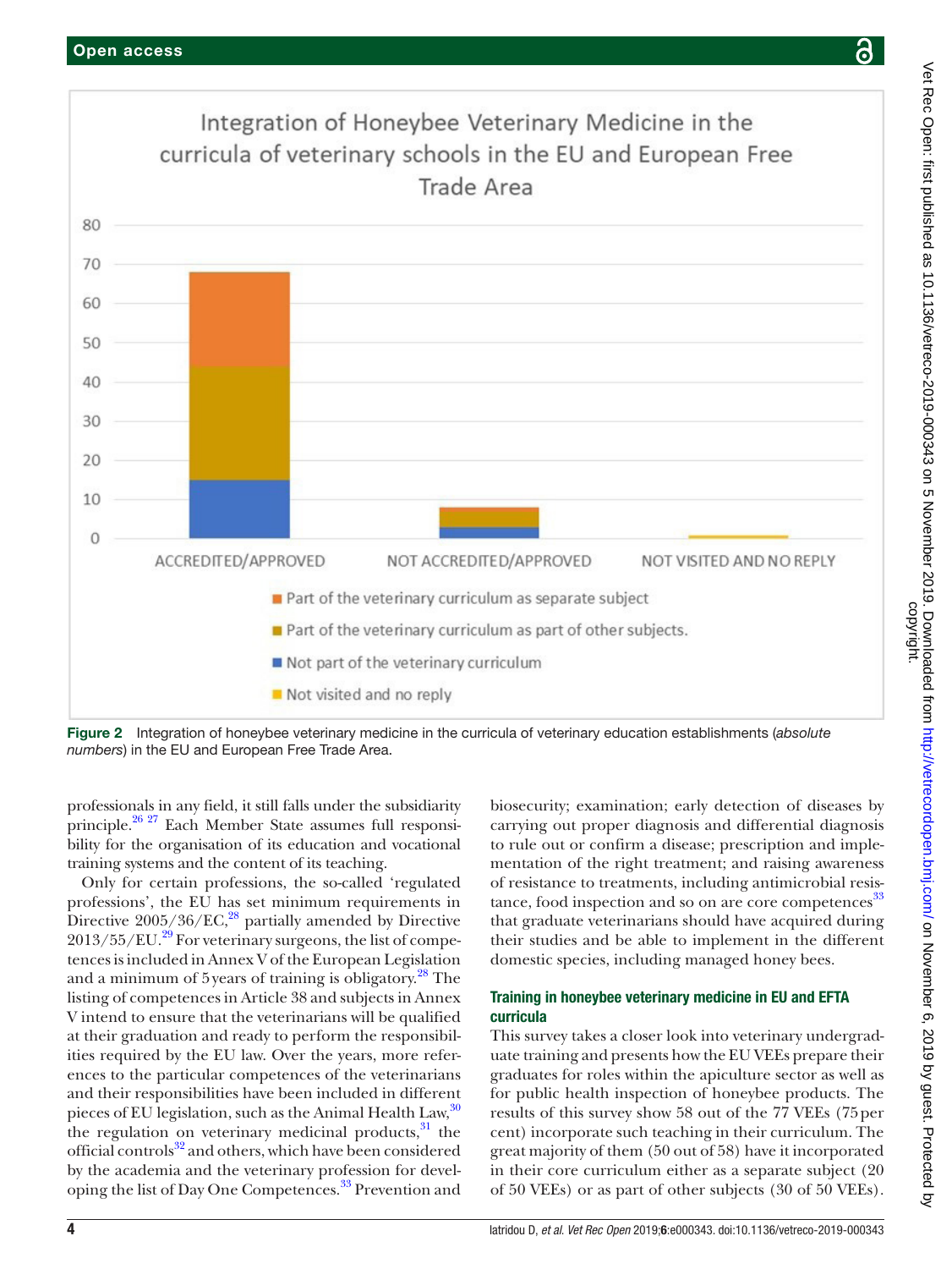**Figure 2** Integration of honeybee veterinary medicine in the curricula of veterinary education establishments (*absolute numbers*) in the EU and European Free Trade Area.

professionals in any field, it still falls under the subsidiarity principle.[26 27] Each Member State assumes full responsibility for the organisation of its education and vocational training systems and the content of its teaching.

Only for certain professions, the so-called 'regulated professions', the EU has set minimum requirements in Directive 2005/36/EC,[28] partially amended by Directive 2013/55/EU.[29] For veterinary surgeons, the list of competences is included in Annex V of the European Legislation and a minimum of 5 years of training is obligatory.[28] The listing of competences in Article 38 and subjects in Annex V intend to ensure that the veterinarians will be qualified at their graduation and ready to perform the responsibilities required by the EU law. Over the years, more references to the particular competences of the veterinarians and their responsibilities have been included in different pieces of EU legislation, such as the Animal Health Law,[30] the regulation on veterinary medicinal products,[31] the official controls[32] and others, which have been considered by the academia and the veterinary profession for developing the list of Day One Competences.[33] Prevention and biosecurity; examination; early detection of diseases by carrying out proper diagnosis and differential diagnosis to rule out or confirm a disease; prescription and implementation of the right treatment; and raising awareness of resistance to treatments, including antimicrobial resistance, food inspection and so on are core competences[33] that graduate veterinarians should have acquired during their studies and be able to implement in the different domestic species, including managed honey bees.

### Training in honeybee veterinary medicine in EU and EFTA curricula

This survey takes a closer look into veterinary undergraduate training and presents how the EU VEEs prepare their graduates for roles within the apiculture sector as well as for public health inspection of honeybee products. The results of this survey show 58 out of the 77 VEEs (75 per cent) incorporate such teaching in their curriculum. The great majority of them (50 out of 58) have it incorporated in their core curriculum either as a separate subject (20 of 50 VEEs) or as part of other subjects (30 of 50 VEEs).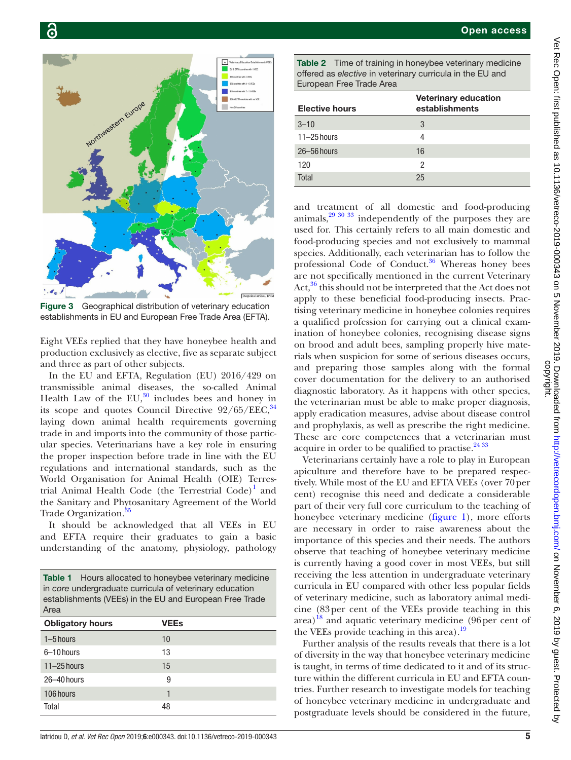Figure 3 Geographical distribution of veterinary education establishments in EU and European Free Trade Area (EFTA).

Eight VEEs replied that they have honeybee health and production exclusively as elective, five as separate subject and three as part of other subjects.

In the EU and EFTA, Regulation (EU) 2016/429 on transmissible animal diseases, the so-called Animal Health Law of the EU,[30] includes bees and honey in its scope and quotes Council Directive 92/65/EEC,[34] laying down animal health requirements governing trade in and imports into the community of those particular species. Veterinarians have a key role in ensuring the proper inspection before trade in line with the EU regulations and international standards, such as the World Organisation for Animal Health (OIE) Terrestrial Animal Health Code (the Terrestrial Code)[1] and the Sanitary and Phytosanitary Agreement of the World Trade Organization.[35]

It should be acknowledged that all VEEs in EU and EFTA require their graduates to gain a basic understanding of the anatomy, physiology, pathology and treatment of all domestic and food-producing animals,[29 30 33] independently of the purposes they are used for. This certainly refers to all main domestic and food-producing species and not exclusively to mammal species. Additionally, each veterinarian has to follow the professional Code of Conduct.[36] Whereas honey bees are not specifically mentioned in the current Veterinary Act,[36] this should not be interpreted that the Act does not apply to these beneficial food-producing insects. Practising veterinary medicine in honeybee colonies requires a qualified profession for carrying out a clinical examination of honeybee colonies, recognising disease signs on brood and adult bees, sampling properly hive materials when suspicion for some of serious diseases occurs, and preparing those samples along with the formal cover documentation for the delivery to an authorised diagnostic laboratory. As it happens with other species, the veterinarian must be able to make proper diagnosis, apply eradication measures, advise about disease control and prophylaxis, as well as prescribe the right medicine. These are core competences that a veterinarian must acquire in order to be qualified to practise.[24 33]

**Table 1** Hours allocated to honeybee veterinary medicine in *core* undergraduate curricula of veterinary education establishments (VEEs) in the EU and European Free Trade Area

| Obligatory hours | VEEs |
|---|---|
| 1–5 hours | 10 |
| 6–10 hours | 13 |
| 11–25 hours | 15 |
| 26–40 hours | 9 |
| 106 hours | 1 |
| Total | 48 |

**Table 2** Time of training in honeybee veterinary medicine offered as *elective* in veterinary curricula in the EU and European Free Trade Area

| Elective hours | Veterinary education establishments |
|---|---|
| 3–10 | 3 |
| 11–25 hours | 4 |
| 26–56 hours | 16 |
| 120 | 2 |
| Total | 25 |

Veterinarians certainly have a role to play in European apiculture and therefore have to be prepared respectively. While most of the EU and EFTA VEEs (over 70 per cent) recognise this need and dedicate a considerable part of their very full core curriculum to the teaching of honeybee veterinary medicine (figure 1), more efforts are necessary in order to raise awareness about the importance of this species and their needs. The authors observe that teaching of honeybee veterinary medicine is currently having a good cover in most VEEs, but still receiving the less attention in undergraduate veterinary curricula in EU compared with other less popular fields of veterinary medicine, such as laboratory animal medicine (83 per cent of the VEEs provide teaching in this area)[18] and aquatic veterinary medicine (96 per cent of the VEEs provide teaching in this area).[19]

Further analysis of the results reveals that there is a lot of diversity in the way that honeybee veterinary medicine is taught, in terms of time dedicated to it and of its structure within the different curricula in EU and EFTA countries. Further research to investigate models for teaching of honeybee veterinary medicine in undergraduate and postgraduate levels should be considered in the future,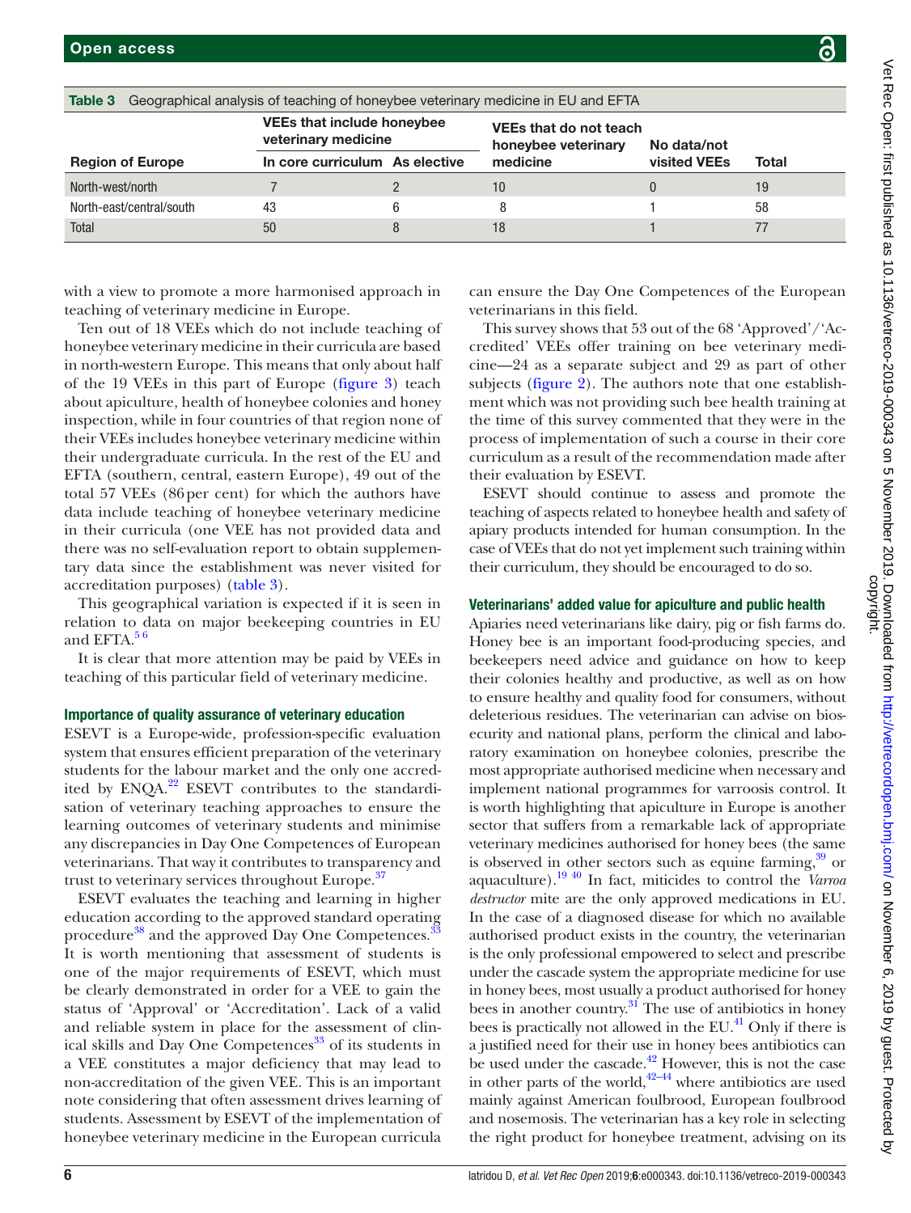Table 3 Geographical analysis of teaching of honeybee veterinary medicine in EU and EFTA

| Region of Europe | VEEs that include honeybee veterinary medicine | | VEEs that do not teach honeybee veterinary medicine | No data/not visited VEEs | Total |
|---|---|---|---|---|---|
| | In core curriculum | As elective | | | |
| North-west/north | 7 | 2 | 10 | 0 | 19 |
| North-east/central/south | 43 | 6 | 8 | 1 | 58 |
| Total | 50 | 8 | 18 | 1 | 77 |

with a view to promote a more harmonised approach in teaching of veterinary medicine in Europe.

Ten out of 18 VEEs which do not include teaching of honeybee veterinary medicine in their curricula are based in north-western Europe. This means that only about half of the 19 VEEs in this part of Europe (figure 3) teach about apiculture, health of honeybee colonies and honey inspection, while in four countries of that region none of their VEEs includes honeybee veterinary medicine within their undergraduate curricula. In the rest of the EU and EFTA (southern, central, eastern Europe), 49 out of the total 57 VEEs (86 per cent) for which the authors have data include teaching of honeybee veterinary medicine in their curricula (one VEE has not provided data and there was no self-evaluation report to obtain supplementary data since the establishment was never visited for accreditation purposes) (table 3).

This geographical variation is expected if it is seen in relation to data on major beekeeping countries in EU and EFTA.[5 6]

It is clear that more attention may be paid by VEEs in teaching of this particular field of veterinary medicine.

### Importance of quality assurance of veterinary education

ESEVT is a Europe-wide, profession-specific evaluation system that ensures efficient preparation of the veterinary students for the labour market and the only one accredited by ENQA.[22] ESEVT contributes to the standardisation of veterinary teaching approaches to ensure the learning outcomes of veterinary students and minimise any discrepancies in Day One Competences of European veterinarians. That way it contributes to transparency and trust to veterinary services throughout Europe.[37]

ESEVT evaluates the teaching and learning in higher education according to the approved standard operating procedure[38] and the approved Day One Competences.[33] It is worth mentioning that assessment of students is one of the major requirements of ESEVT, which must be clearly demonstrated in order for a VEE to gain the status of 'Approval' or 'Accreditation'. Lack of a valid and reliable system in place for the assessment of clinical skills and Day One Competences[33] of its students in a VEE constitutes a major deficiency that may lead to non-accreditation of the given VEE. This is an important note considering that often assessment drives learning of students. Assessment by ESEVT of the implementation of honeybee veterinary medicine in the European curricula can ensure the Day One Competences of the European veterinarians in this field.

This survey shows that 53 out of the 68 'Approved'/'Accredited' VEEs offer training on bee veterinary medicine—24 as a separate subject and 29 as part of other subjects (figure 2). The authors note that one establishment which was not providing such bee health training at the time of this survey commented that they were in the process of implementation of such a course in their core curriculum as a result of the recommendation made after their evaluation by ESEVT.

ESEVT should continue to assess and promote the teaching of aspects related to honeybee health and safety of apiary products intended for human consumption. In the case of VEEs that do not yet implement such training within their curriculum, they should be encouraged to do so.

### Veterinarians' added value for apiculture and public health

Apiaries need veterinarians like dairy, pig or fish farms do. Honey bee is an important food-producing species, and beekeepers need advice and guidance on how to keep their colonies healthy and productive, as well as on how to ensure healthy and quality food for consumers, without deleterious residues. The veterinarian can advise on biosecurity and national plans, perform the clinical and laboratory examination on honeybee colonies, prescribe the most appropriate authorised medicine when necessary and implement national programmes for varroosis control. It is worth highlighting that apiculture in Europe is another sector that suffers from a remarkable lack of appropriate veterinary medicines authorised for honey bees (the same is observed in other sectors such as equine farming,[39] or aquaculture).[19 40] In fact, miticides to control the *Varroa destructor* mite are the only approved medications in EU. In the case of a diagnosed disease for which no available authorised product exists in the country, the veterinarian is the only professional empowered to select and prescribe under the cascade system the appropriate medicine for use in honey bees, most usually a product authorised for honey bees in another country.[31] The use of antibiotics in honey bees is practically not allowed in the EU.[41] Only if there is a justified need for their use in honey bees antibiotics can be used under the cascade.[42] However, this is not the case in other parts of the world,[42–44] where antibiotics are used mainly against American foulbrood, European foulbrood and nosemosis. The veterinarian has a key role in selecting the right product for honeybee treatment, advising on its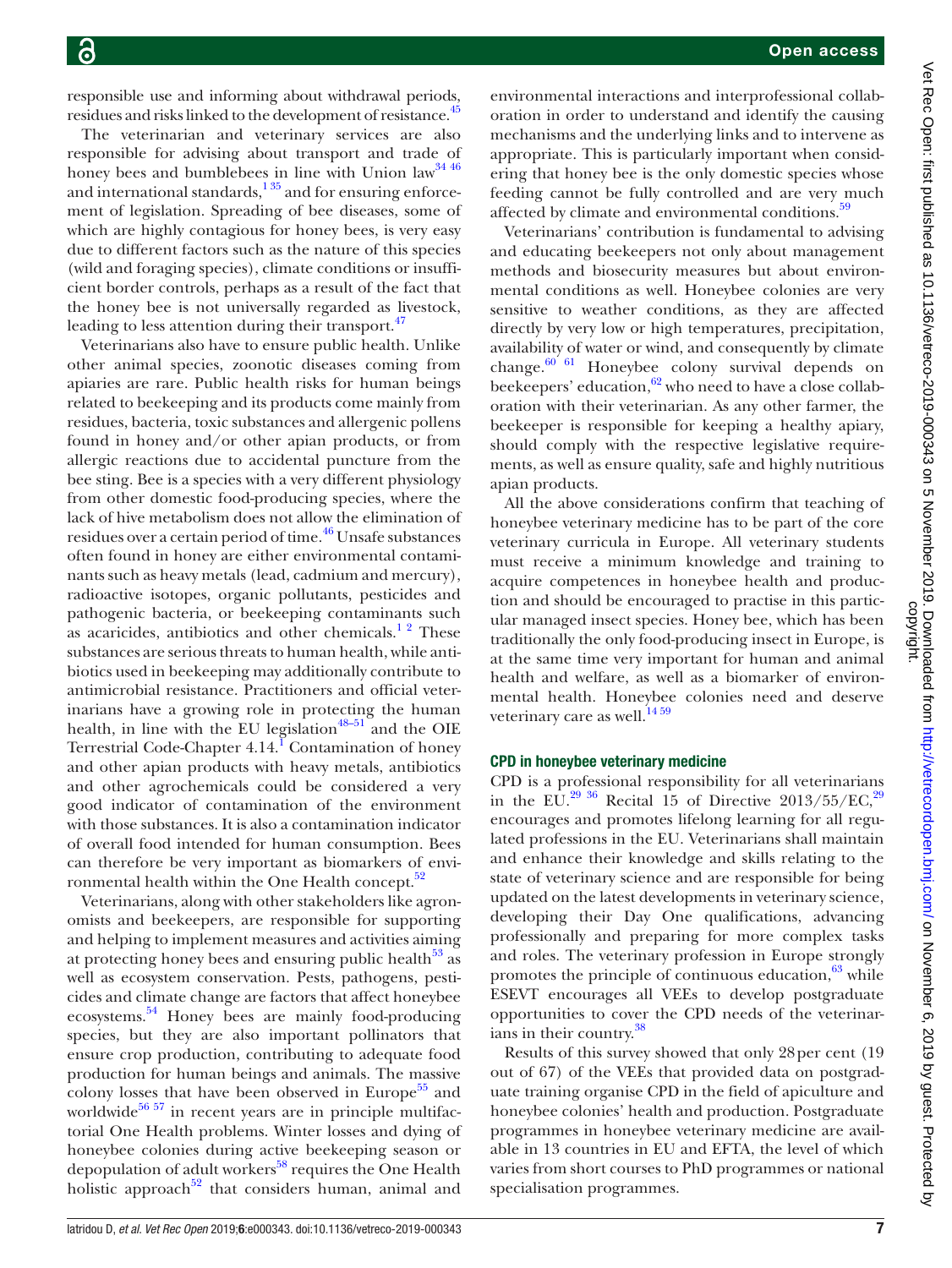responsible use and informing about withdrawal periods, residues and risks linked to the development of resistance.[45]

The veterinarian and veterinary services are also responsible for advising about transport and trade of honey bees and bumblebees in line with Union law[34 46] and international standards,[1 35] and for ensuring enforcement of legislation. Spreading of bee diseases, some of which are highly contagious for honey bees, is very easy due to different factors such as the nature of this species (wild and foraging species), climate conditions or insufficient border controls, perhaps as a result of the fact that the honey bee is not universally regarded as livestock, leading to less attention during their transport.[47]

Veterinarians also have to ensure public health. Unlike other animal species, zoonotic diseases coming from apiaries are rare. Public health risks for human beings related to beekeeping and its products come mainly from residues, bacteria, toxic substances and allergenic pollens found in honey and/or other apian products, or from allergic reactions due to accidental puncture from the bee sting. Bee is a species with a very different physiology from other domestic food-producing species, where the lack of hive metabolism does not allow the elimination of residues over a certain period of time.[46] Unsafe substances often found in honey are either environmental contaminants such as heavy metals (lead, cadmium and mercury), radioactive isotopes, organic pollutants, pesticides and pathogenic bacteria, or beekeeping contaminants such as acaricides, antibiotics and other chemicals.[1 2] These substances are serious threats to human health, while antibiotics used in beekeeping may additionally contribute to antimicrobial resistance. Practitioners and official veterinarians have a growing role in protecting the human health, in line with the EU legislation[48–51] and the OIE Terrestrial Code-Chapter 4.14.[1] Contamination of honey and other apian products with heavy metals, antibiotics and other agrochemicals could be considered a very good indicator of contamination of the environment with those substances. It is also a contamination indicator of overall food intended for human consumption. Bees can therefore be very important as biomarkers of environmental health within the One Health concept.[52]

Veterinarians, along with other stakeholders like agronomists and beekeepers, are responsible for supporting and helping to implement measures and activities aiming at protecting honey bees and ensuring public health[53] as well as ecosystem conservation. Pests, pathogens, pesticides and climate change are factors that affect honeybee ecosystems.[54] Honey bees are mainly food-producing species, but they are also important pollinators that ensure crop production, contributing to adequate food production for human beings and animals. The massive colony losses that have been observed in Europe[55] and worldwide[56 57] in recent years are in principle multifactorial One Health problems. Winter losses and dying of honeybee colonies during active beekeeping season or depopulation of adult workers[58] requires the One Health holistic approach[52] that considers human, animal and environmental interactions and interprofessional collaboration in order to understand and identify the causing mechanisms and the underlying links and to intervene as appropriate. This is particularly important when considering that honey bee is the only domestic species whose feeding cannot be fully controlled and are very much affected by climate and environmental conditions.[59]

Veterinarians' contribution is fundamental to advising and educating beekeepers not only about management methods and biosecurity measures but about environmental conditions as well. Honeybee colonies are very sensitive to weather conditions, as they are affected directly by very low or high temperatures, precipitation, availability of water or wind, and consequently by climate change.[60 61] Honeybee colony survival depends on beekeepers' education,[62] who need to have a close collaboration with their veterinarian. As any other farmer, the beekeeper is responsible for keeping a healthy apiary, should comply with the respective legislative requirements, as well as ensure quality, safe and highly nutritious apian products.

All the above considerations confirm that teaching of honeybee veterinary medicine has to be part of the core veterinary curricula in Europe. All veterinary students must receive a minimum knowledge and training to acquire competences in honeybee health and production and should be encouraged to practise in this particular managed insect species. Honey bee, which has been traditionally the only food-producing insect in Europe, is at the same time very important for human and animal health and welfare, as well as a biomarker of environmental health. Honeybee colonies need and deserve veterinary care as well.[14 59]

## CPD in honeybee veterinary medicine

CPD is a professional responsibility for all veterinarians in the EU.[29 36] Recital 15 of Directive 2013/55/EC,[29] encourages and promotes lifelong learning for all regulated professions in the EU. Veterinarians shall maintain and enhance their knowledge and skills relating to the state of veterinary science and are responsible for being updated on the latest developments in veterinary science, developing their Day One qualifications, advancing professionally and preparing for more complex tasks and roles. The veterinary profession in Europe strongly promotes the principle of continuous education,[63] while ESEVT encourages all VEEs to develop postgraduate opportunities to cover the CPD needs of the veterinarians in their country.[38]

Results of this survey showed that only 28 per cent (19 out of 67) of the VEEs that provided data on postgraduate training organise CPD in the field of apiculture and honeybee colonies' health and production. Postgraduate programmes in honeybee veterinary medicine are available in 13 countries in EU and EFTA, the level of which varies from short courses to PhD programmes or national specialisation programmes.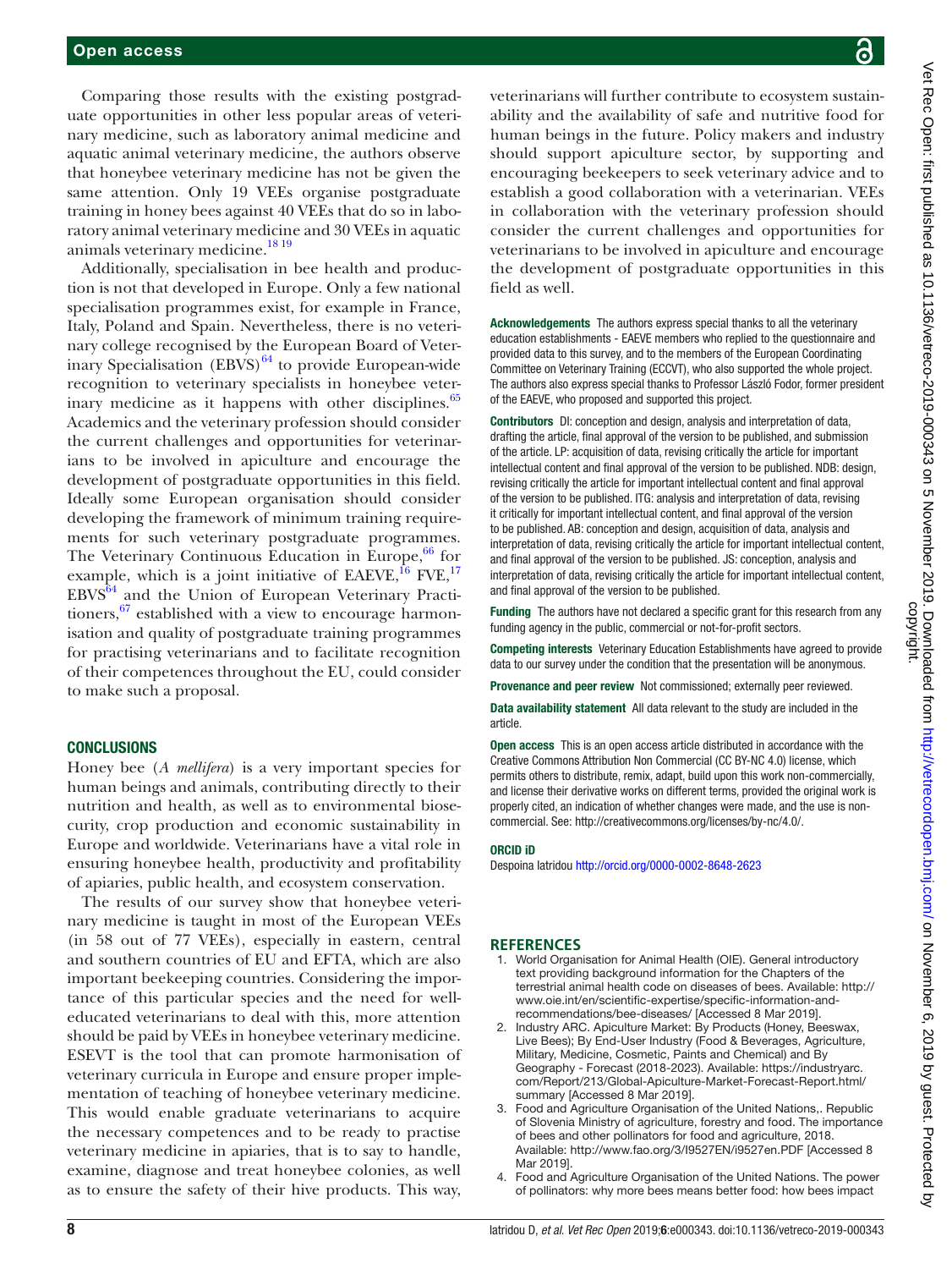Comparing those results with the existing postgraduate opportunities in other less popular areas of veterinary medicine, such as laboratory animal medicine and aquatic animal veterinary medicine, the authors observe that honeybee veterinary medicine has not be given the same attention. Only 19 VEEs organise postgraduate training in honey bees against 40 VEEs that do so in laboratory animal veterinary medicine and 30 VEEs in aquatic animals veterinary medicine.[18 19]

Additionally, specialisation in bee health and production is not that developed in Europe. Only a few national specialisation programmes exist, for example in France, Italy, Poland and Spain. Nevertheless, there is no veterinary college recognised by the European Board of Veterinary Specialisation (EBVS)[64] to provide European-wide recognition to veterinary specialists in honeybee veterinary medicine as it happens with other disciplines.[65] Academics and the veterinary profession should consider the current challenges and opportunities for veterinarians to be involved in apiculture and encourage the development of postgraduate opportunities in this field. Ideally some European organisation should consider developing the framework of minimum training requirements for such veterinary postgraduate programmes. The Veterinary Continuous Education in Europe,[66] for example, which is a joint initiative of EAEVE,[16] FVE,[17] EBVS[64] and the Union of European Veterinary Practitioners,[67] established with a view to encourage harmonisation and quality of postgraduate training programmes for practising veterinarians and to facilitate recognition of their competences throughout the EU, could consider to make such a proposal.

## CONCLUSIONS

Honey bee (*A mellifera*) is a very important species for human beings and animals, contributing directly to their nutrition and health, as well as to environmental biosecurity, crop production and economic sustainability in Europe and worldwide. Veterinarians have a vital role in ensuring honeybee health, productivity and profitability of apiaries, public health, and ecosystem conservation.

The results of our survey show that honeybee veterinary medicine is taught in most of the European VEEs (in 58 out of 77 VEEs), especially in eastern, central and southern countries of EU and EFTA, which are also important beekeeping countries. Considering the importance of this particular species and the need for well-educated veterinarians to deal with this, more attention should be paid by VEEs in honeybee veterinary medicine. ESEVT is the tool that can promote harmonisation of veterinary curricula in Europe and ensure proper implementation of teaching of honeybee veterinary medicine. This would enable graduate veterinarians to acquire the necessary competences and to be ready to practise veterinary medicine in apiaries, that is to say to handle, examine, diagnose and treat honeybee colonies, as well as to ensure the safety of their hive products. This way, veterinarians will further contribute to ecosystem sustainability and the availability of safe and nutritive food for human beings in the future. Policy makers and industry should support apiculture sector, by supporting and encouraging beekeepers to seek veterinary advice and to establish a good collaboration with a veterinarian. VEEs in collaboration with the veterinary profession should consider the current challenges and opportunities for veterinarians to be involved in apiculture and encourage the development of postgraduate opportunities in this field as well.

**Acknowledgements** The authors express special thanks to all the veterinary education establishments - EAEVE members who replied to the questionnaire and provided data to this survey, and to the members of the European Coordinating Committee on Veterinary Training (ECCVT), who also supported the whole project. The authors also express special thanks to Professor László Fodor, former president of the EAEVE, who proposed and supported this project.

**Contributors** DI: conception and design, analysis and interpretation of data, drafting the article, final approval of the version to be published, and submission of the article. LP: acquisition of data, revising critically the article for important intellectual content and final approval of the version to be published. NDB: design, revising critically the article for important intellectual content and final approval of the version to be published. ITG: analysis and interpretation of data, revising it critically for important intellectual content, and final approval of the version to be published. AB: conception and design, acquisition of data, analysis and interpretation of data, revising critically the article for important intellectual content, and final approval of the version to be published. JS: conception, analysis and interpretation of data, revising critically the article for important intellectual content, and final approval of the version to be published.

**Funding** The authors have not declared a specific grant for this research from any funding agency in the public, commercial or not-for-profit sectors.

**Competing interests** Veterinary Education Establishments have agreed to provide data to our survey under the condition that the presentation will be anonymous.

**Provenance and peer review** Not commissioned; externally peer reviewed.

**Data availability statement** All data relevant to the study are included in the article.

**Open access** This is an open access article distributed in accordance with the Creative Commons Attribution Non Commercial (CC BY-NC 4.0) license, which permits others to distribute, remix, adapt, build upon this work non-commercially, and license their derivative works on different terms, provided the original work is properly cited, an indication of whether changes were made, and the use is non-commercial. See: http://creativecommons.org/licenses/by-nc/4.0/.

**ORCID iD**

Despoina Iatridou http://orcid.org/0000-0002-8648-2623

## REFERENCES

1. World Organisation for Animal Health (OIE). General introductory text providing background information for the Chapters of the terrestrial animal health code on diseases of bees. Available: http://www.oie.int/en/scientific-expertise/specific-information-and-recommendations/bee-diseases/ [Accessed 8 Mar 2019].
2. Industry ARC. Apiculture Market: By Products (Honey, Beeswax, Live Bees); By End-User Industry (Food & Beverages, Agriculture, Military, Medicine, Cosmetic, Paints and Chemical) and By Geography - Forecast (2018-2023). Available: https://industryarc.com/Report/213/Global-Apiculture-Market-Forecast-Report.html/summary [Accessed 8 Mar 2019].
3. Food and Agriculture Organisation of the United Nations,. Republic of Slovenia Ministry of agriculture, forestry and food. The importance of bees and other pollinators for food and agriculture, 2018. Available: http://www.fao.org/3/I9527EN/i9527en.PDF [Accessed 8 Mar 2019].
4. Food and Agriculture Organisation of the United Nations. The power of pollinators: why more bees means better food: how bees impact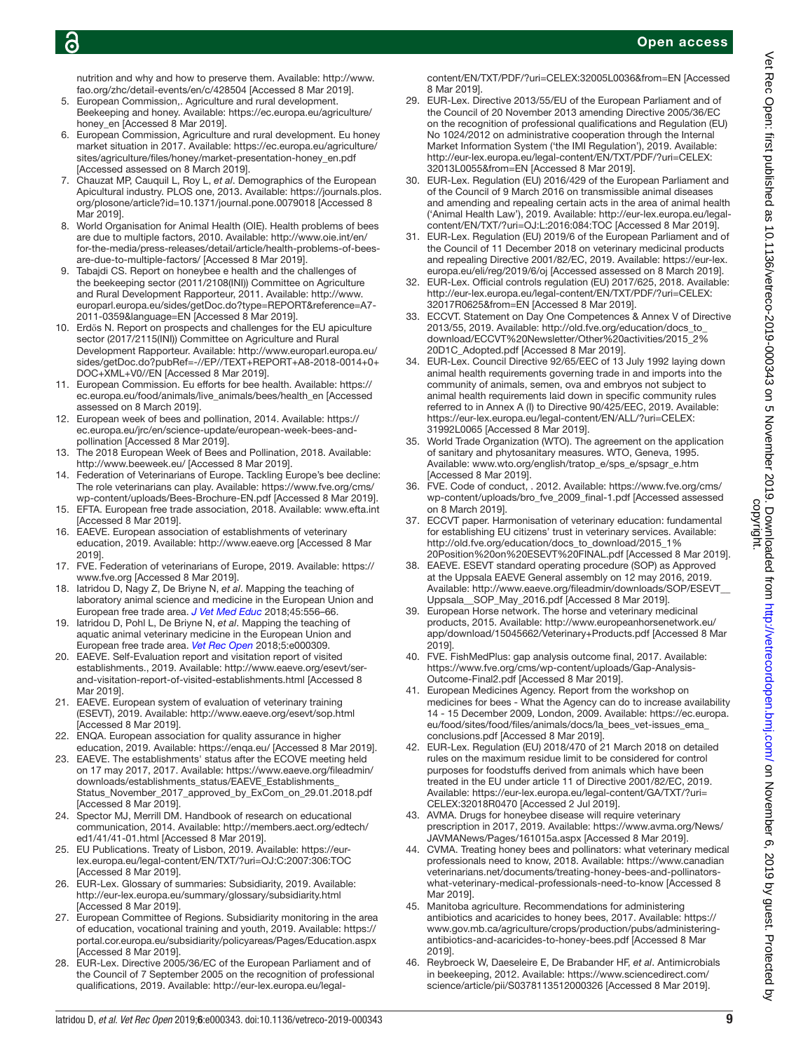nutrition and why and how to preserve them. Available: http://www.fao.org/zhc/detail-events/en/c/428504 [Accessed 8 Mar 2019].

5. European Commission,. Agriculture and rural development. Beekeeping and honey. Available: https://ec.europa.eu/agriculture/honey_en [Accessed 8 Mar 2019].
6. European Commission, Agriculture and rural development. Eu honey market situation in 2017. Available: https://ec.europa.eu/agriculture/sites/agriculture/files/honey/market-presentation-honey_en.pdf [Accessed assessed on 8 March 2019].
7. Chauzat MP, Cauquil L, Roy L, *et al*. Demographics of the European Apicultural industry. PLOS one, 2013. Available: https://journals.plos.org/plosone/article?id=10.1371/journal.pone.0079018 [Accessed 8 Mar 2019].
8. World Organisation for Animal Health (OIE). Health problems of bees are due to multiple factors, 2010. Available: http://www.oie.int/en/for-the-media/press-releases/detail/article/health-problems-of-bees-are-due-to-multiple-factors/ [Accessed 8 Mar 2019].
9. Tabajdi CS. Report on honeybee e health and the challenges of the beekeeping sector (2011/2108(INI)) Committee on Agriculture and Rural Development Rapporteur, 2011. Available: http://www.europarl.europa.eu/sides/getDoc.do?type=REPORT&reference=A7-2011-0359&language=EN [Accessed 8 Mar 2019].
10. Erdős N. Report on prospects and challenges for the EU apiculture sector (2017/2115(INI)) Committee on Agriculture and Rural Development Rapporteur. Available: http://www.europarl.europa.eu/sides/getDoc.do?pubRef=-//EP//TEXT+REPORT+A8-2018-0014+0+DOC+XML+V0//EN [Accessed 8 Mar 2019].
11. European Commission. Eu efforts for bee health. Available: https://ec.europa.eu/food/animals/live_animals/bees/health_en [Accessed assessed on 8 March 2019].
12. European week of bees and pollination, 2014. Available: https://ec.europa.eu/jrc/en/science-update/european-week-bees-and-pollination [Accessed 8 Mar 2019].
13. The 2018 European Week of Bees and Pollination, 2018. Available: http://www.beeweek.eu/ [Accessed 8 Mar 2019].
14. Federation of Veterinarians of Europe. Tackling Europe's bee decline: The role veterinarians can play. Available: https://www.fve.org/cms/wp-content/uploads/Bees-Brochure-EN.pdf [Accessed 8 Mar 2019].
15. EFTA. European free trade association, 2018. Available: www.efta.int [Accessed 8 Mar 2019].
16. EAEVE. European association of establishments of veterinary education, 2019. Available: http://www.eaeve.org [Accessed 8 Mar 2019].
17. FVE. Federation of veterinarians of Europe, 2019. Available: https://www.fve.org [Accessed 8 Mar 2019].
18. Iatridou D, Nagy Z, De Briyne N, *et al*. Mapping the teaching of laboratory animal science and medicine in the European Union and European free trade area. *J Vet Med Educ* 2018;45:556–66.
19. Iatridou D, Pohl L, De Briyne N, *et al*. Mapping the teaching of aquatic animal veterinary medicine in the European Union and European free trade area. *Vet Rec Open* 2018;5:e000309.
20. EAEVE. Self-Evaluation report and visitation report of visited establishments., 2019. Available: http://www.eaeve.org/esevt/ser-and-visitation-report-of-visited-establishments.html [Accessed 8 Mar 2019].
21. EAEVE. European system of evaluation of veterinary training (ESEVT), 2019. Available: http://www.eaeve.org/esevt/sop.html [Accessed 8 Mar 2019].
22. ENQA. European association for quality assurance in higher education, 2019. Available: https://enqa.eu/ [Accessed 8 Mar 2019].
23. EAEVE. The establishments' status after the ECOVE meeting held on 17 may 2017, 2017. Available: https://www.eaeve.org/fileadmin/downloads/establishments_status/EAEVE_Establishments_Status_November_2017_approved_by_ExCom_on_29.01.2018.pdf [Accessed 8 Mar 2019].
24. Spector MJ, Merrill DM. Handbook of research on educational communication, 2014. Available: http://members.aect.org/edtech/ed1/41/41-01.html [Accessed 8 Mar 2019].
25. EU Publications. Treaty of Lisbon, 2019. Available: https://eur-lex.europa.eu/legal-content/EN/TXT/?uri=OJ:C:2007:306:TOC [Accessed 8 Mar 2019].
26. EUR-Lex. Glossary of summaries: Subsidiarity, 2019. Available: http://eur-lex.europa.eu/summary/glossary/subsidiarity.html [Accessed 8 Mar 2019].
27. European Committee of Regions. Subsidiarity monitoring in the area of education, vocational training and youth, 2019. Available: https://portal.cor.europa.eu/subsidiarity/policyareas/Pages/Education.aspx [Accessed 8 Mar 2019].
28. EUR-Lex. Directive 2005/36/EC of the European Parliament and of the Council of 7 September 2005 on the recognition of professional qualifications, 2019. Available: http://eur-lex.europa.eu/legal-content/EN/TXT/PDF/?uri=CELEX:32005L0036&from=EN [Accessed 8 Mar 2019].
29. EUR-Lex. Directive 2013/55/EU of the European Parliament and of the Council of 20 November 2013 amending Directive 2005/36/EC on the recognition of professional qualifications and Regulation (EU) No 1024/2012 on administrative cooperation through the Internal Market Information System ('the IMI Regulation'), 2019. Available: http://eur-lex.europa.eu/legal-content/EN/TXT/PDF/?uri=CELEX:32013L0055&from=EN [Accessed 8 Mar 2019].
30. EUR-Lex. Regulation (EU) 2016/429 of the European Parliament and of the Council of 9 March 2016 on transmissible animal diseases and amending and repealing certain acts in the area of animal health ('Animal Health Law'), 2019. Available: http://eur-lex.europa.eu/legal-content/EN/TXT/?uri=OJ:L:2016:084:TOC [Accessed 8 Mar 2019].
31. EUR-Lex. Regulation (EU) 2019/6 of the European Parliament and of the Council of 11 December 2018 on veterinary medicinal products and repealing Directive 2001/82/EC, 2019. Available: https://eur-lex.europa.eu/eli/reg/2019/6/oj [Accessed assessed on 8 March 2019].
32. EUR-Lex. Official controls regulation (EU) 2017/625, 2018. Available: http://eur-lex.europa.eu/legal-content/EN/TXT/PDF/?uri=CELEX:32017R0625&from=EN [Accessed 8 Mar 2019].
33. ECCVT. Statement on Day One Competences & Annex V of Directive 2013/55, 2019. Available: http://old.fve.org/education/docs_to_download/ECCVT%20Newsletter/Other%20activities/2015_2%20D1C_Adopted.pdf [Accessed 8 Mar 2019].
34. EUR-Lex. Council Directive 92/65/EEC of 13 July 1992 laying down animal health requirements governing trade in and imports into the community of animals, semen, ova and embryos not subject to animal health requirements laid down in specific community rules referred to in Annex A (I) to Directive 90/425/EEC, 2019. Available: https://eur-lex.europa.eu/legal-content/EN/ALL/?uri=CELEX:31992L0065 [Accessed 8 Mar 2019].
35. World Trade Organization (WTO). The agreement on the application of sanitary and phytosanitary measures. WTO, Geneva, 1995. Available: www.wto.org/english/tratop_e/sps_e/spsagr_e.htm [Accessed 8 Mar 2019].
36. FVE. Code of conduct, . 2012. Available: https://www.fve.org/cms/wp-content/uploads/bro_fve_2009_final-1.pdf [Accessed assessed on 8 March 2019].
37. ECCVT paper. Harmonisation of veterinary education: fundamental for establishing EU citizens' trust in veterinary services. Available: http://old.fve.org/education/docs_to_download/2015_1%20Position%20on%20ESEVT%20FINAL.pdf [Accessed 8 Mar 2019].
38. EAEVE. ESEVT standard operating procedure (SOP) as Approved at the Uppsala EAEVE General assembly on 12 may 2016, 2019. Available: http://www.eaeve.org/fileadmin/downloads/SOP/ESEVT__Uppsala__SOP_May_2016.pdf [Accessed 8 Mar 2019].
39. European Horse network. The horse and veterinary medicinal products, 2015. Available: http://www.europeanhorsenetwork.eu/app/download/15045662/Veterinary+Products.pdf [Accessed 8 Mar 2019].
40. FVE. FishMedPlus: gap analysis outcome final, 2017. Available: https://www.fve.org/cms/wp-content/uploads/Gap-Analysis-Outcome-Final2.pdf [Accessed 8 Mar 2019].
41. European Medicines Agency. Report from the workshop on medicines for bees - What the Agency can do to increase availability 14 - 15 December 2009, London, 2009. Available: https://ec.europa.eu/food/sites/food/files/animals/docs/la_bees_vet-issues_ema_conclusions.pdf [Accessed 8 Mar 2019].
42. EUR-Lex. Regulation (EU) 2018/470 of 21 March 2018 on detailed rules on the maximum residue limit to be considered for control purposes for foodstuffs derived from animals which have been treated in the EU under article 11 of Directive 2001/82/EC, 2019. Available: https://eur-lex.europa.eu/legal-content/GA/TXT/?uri=CELEX:32018R0470 [Accessed 2 Jul 2019].
43. AVMA. Drugs for honeybee disease will require veterinary prescription in 2017, 2019. Available: https://www.avma.org/News/JAVMANews/Pages/161015a.aspx [Accessed 8 Mar 2019].
44. CVMA. Treating honey bees and pollinators: what veterinary medical professionals need to know, 2018. Available: https://www.canadianveterinarians.net/documents/treating-honey-bees-and-pollinators-what-veterinary-medical-professionals-need-to-know [Accessed 8 Mar 2019].
45. Manitoba agriculture. Recommendations for administering antibiotics and acaricides to honey bees, 2017. Available: https://www.gov.mb.ca/agriculture/crops/production/pubs/administering-antibiotics-and-acaricides-to-honey-bees.pdf [Accessed 8 Mar 2019].
46. Reybroeck W, Daeseleire E, De Brabander HF, *et al*. Antimicrobials in beekeeping, 2012. Available: https://www.sciencedirect.com/science/article/pii/S0378113512000326 [Accessed 8 Mar 2019].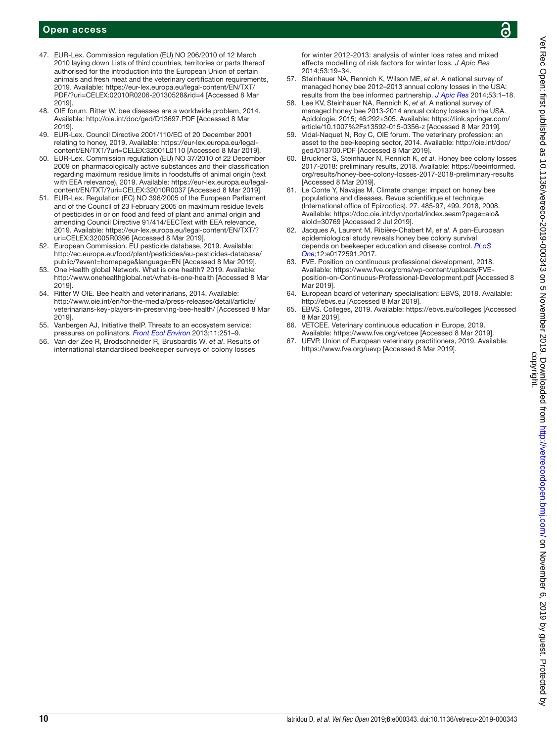47. EUR-Lex. Commission regulation (EU) NO 206/2010 of 12 March 2010 laying down Lists of third countries, territories or parts thereof authorised for the introduction into the European Union of certain animals and fresh meat and the veterinary certification requirements, 2019. Available: https://eur-lex.europa.eu/legal-content/EN/TXT/PDF/?uri=CELEX:02010R0206-20130528&rid=4 [Accessed 8 Mar 2019].
48. OIE forum. Ritter W. bee diseases are a worldwide problem, 2014. Available: http://oie.int/doc/ged/D13697.PDF [Accessed 8 Mar 2019].
49. EUR-Lex. Council Directive 2001/110/EC of 20 December 2001 relating to honey, 2019. Available: https://eur-lex.europa.eu/legal-content/EN/TXT/?uri=CELEX:32001L0110 [Accessed 8 Mar 2019].
50. EUR-Lex. Commission regulation (EU) NO 37/2010 of 22 December 2009 on pharmacologically active substances and their classification regarding maximum residue limits in foodstuffs of animal origin (text with EEA relevance), 2019. Available: https://eur-lex.europa.eu/legal-content/EN/TXT/?uri=CELEX:32010R0037 [Accessed 8 Mar 2019].
51. EUR-Lex. Regulation (EC) NO 396/2005 of the European Parliament and of the Council of 23 February 2005 on maximum residue levels of pesticides in or on food and feed of plant and animal origin and amending Council Directive 91/414/EECText with EEA relevance, 2019. Available: https://eur-lex.europa.eu/legal-content/EN/TXT/?uri=CELEX:32005R0396 [Accessed 8 Mar 2019].
52. European Commission. EU pesticide database, 2019. Available: http://ec.europa.eu/food/plant/pesticides/eu-pesticides-database/public/?event=homepage&language=EN [Accessed 8 Mar 2019].
53. One Health global Network. What is one health? 2019. Available: http://www.onehealthglobal.net/what-is-one-health [Accessed 8 Mar 2019].
54. Ritter W OIE. Bee health and veterinarians, 2014. Available: http://www.oie.int/en/for-the-media/press-releases/detail/article/veterinarians-key-players-in-preserving-bee-health/ [Accessed 8 Mar 2019].
55. Vanbergen AJ, Initiative theIP. Threats to an ecosystem service: pressures on pollinators. *Front Ecol Environ* 2013;11:251–9.
56. Van der Zee R, Brodschneider R, Brusbardis W, *et al*. Results of international standardised beekeeper surveys of colony losses for winter 2012-2013: analysis of winter loss rates and mixed effects modelling of risk factors for winter loss. *J Apic Res* 2014;53:19–34.
57. Steinhauer NA, Rennich K, Wilson ME, *et al*. A national survey of managed honey bee 2012–2013 annual colony losses in the USA: results from the bee informed partnership. *J Apic Res* 2014;53:1–18.
58. Lee KV, Steinhauer NA, Rennich K, *et al*. A national survey of managed honey bee 2013-2014 annual colony losses in the USA. Apidologie. 2015; 46:292±305. Available: https://link.springer.com/article/10.1007%2Fs13592-015-0356-z [Accessed 8 Mar 2019].
59. Vidal-Naquet N, Roy C, OIE forum. The veterinary profession: an asset to the bee-keeping sector, 2014. Available: http://oie.int/doc/ged/D13700.PDF [Accessed 8 Mar 2019].
60. Bruckner S, Steinhauer N, Rennich K, *et al*. Honey bee colony losses 2017-2018: preliminary results, 2018. Available: https://beeinformed.org/results/honey-bee-colony-losses-2017-2018-preliminary-results [Accessed 8 Mar 2019].
61. Le Conte Y, Navajas M. Climate change: impact on honey bee populations and diseases. Revue scientifique et technique (International office of Epizootics). 27. 485-97, 499. 2018, 2008. Available: https://doc.oie.int/dyn/portal/index.seam?page=alo&aloId=30769 [Accessed 2 Jul 2019].
62. Jacques A, Laurent M, Ribière-Chabert M, *et al*. A pan-European epidemiological study reveals honey bee colony survival depends on beekeeper education and disease control. *PLoS One*;12:e0172591.2017.
63. FVE. Position on continuous professional development, 2018. Available: https://www.fve.org/cms/wp-content/uploads/FVE-position-on-Continuous-Professional-Development.pdf [Accessed 8 Mar 2019].
64. European board of veterinary specialisation: EBVS, 2018. Available: http://ebvs.eu [Accessed 8 Mar 2019].
65. EBVS. Colleges, 2019. Available: https://ebvs.eu/colleges [Accessed 8 Mar 2019].
66. VETCEE. Veterinary continuous education in Europe, 2019. Available: https://www.fve.org/vetcee [Accessed 8 Mar 2019].
67. UEVP. Union of European veterinary practitioners, 2019. Available: https://www.fve.org/uevp [Accessed 8 Mar 2019].